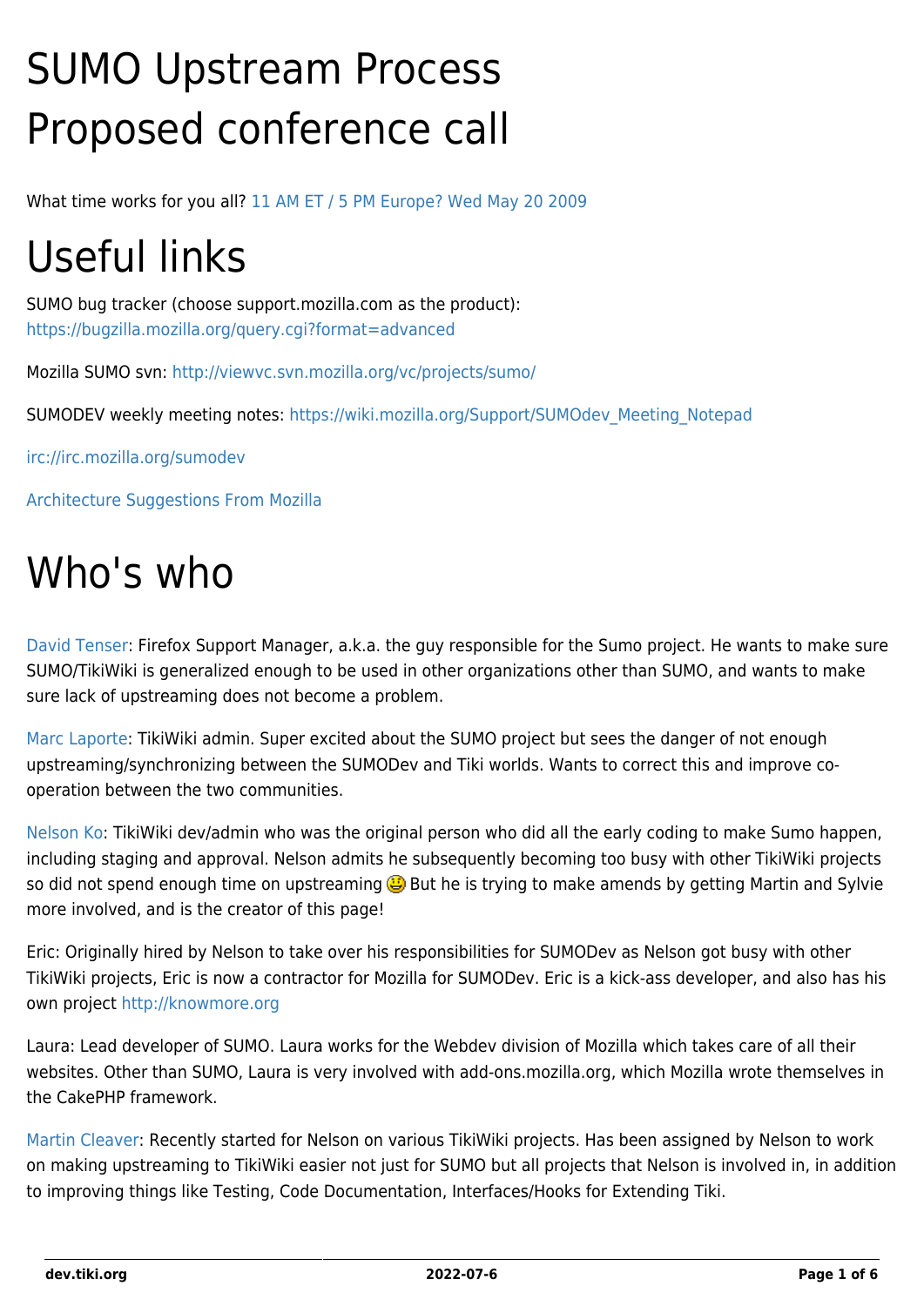# SUMO Upstream Process

# Proposed conference call

What time works for you all? 11 AM ET / 5 PM Europe? Wed May 20 2009

# Useful links

SUMO bug tracker (choose support.mozilla.com as the product): https://bugzilla.mozilla.org/query.cgi?format=advanced

Mozilla SUMO svn: http://viewvc.svn.mozilla.org/vc/projects/sumo/

SUMODEV weekly meeting notes: https://wiki.mozilla.org/Support/SUMOdev_Meeting_Notepad

irc://irc.mozilla.org/sumodev

Architecture Suggestions From Mozilla

# Who's who

David Tenser: Firefox Support Manager, a.k.a. the guy responsible for the Sumo project. He wants to make sure SUMO/TikiWiki is generalized enough to be used in other organizations other than SUMO, and wants to make sure lack of upstreaming does not become a problem.

Marc Laporte: TikiWiki admin. Super excited about the SUMO project but sees the danger of not enough upstreaming/synchronizing between the SUMODev and Tiki worlds. Wants to correct this and improve co-operation between the two communities.

Nelson Ko: TikiWiki dev/admin who was the original person who did all the early coding to make Sumo happen, including staging and approval. Nelson admits he subsequently becoming too busy with other TikiWiki projects so did not spend enough time on upstreaming 😬 But he is trying to make amends by getting Martin and Sylvie more involved, and is the creator of this page!

Eric: Originally hired by Nelson to take over his responsibilities for SUMODev as Nelson got busy with other TikiWiki projects, Eric is now a contractor for Mozilla for SUMODev. Eric is a kick-ass developer, and also has his own project http://knowmore.org

Laura: Lead developer of SUMO. Laura works for the Webdev division of Mozilla which takes care of all their websites. Other than SUMO, Laura is very involved with add-ons.mozilla.org, which Mozilla wrote themselves in the CakePHP framework.

Martin Cleaver: Recently started for Nelson on various TikiWiki projects. Has been assigned by Nelson to work on making upstreaming to TikiWiki easier not just for SUMO but all projects that Nelson is involved in, in addition to improving things like Testing, Code Documentation, Interfaces/Hooks for Extending Tiki.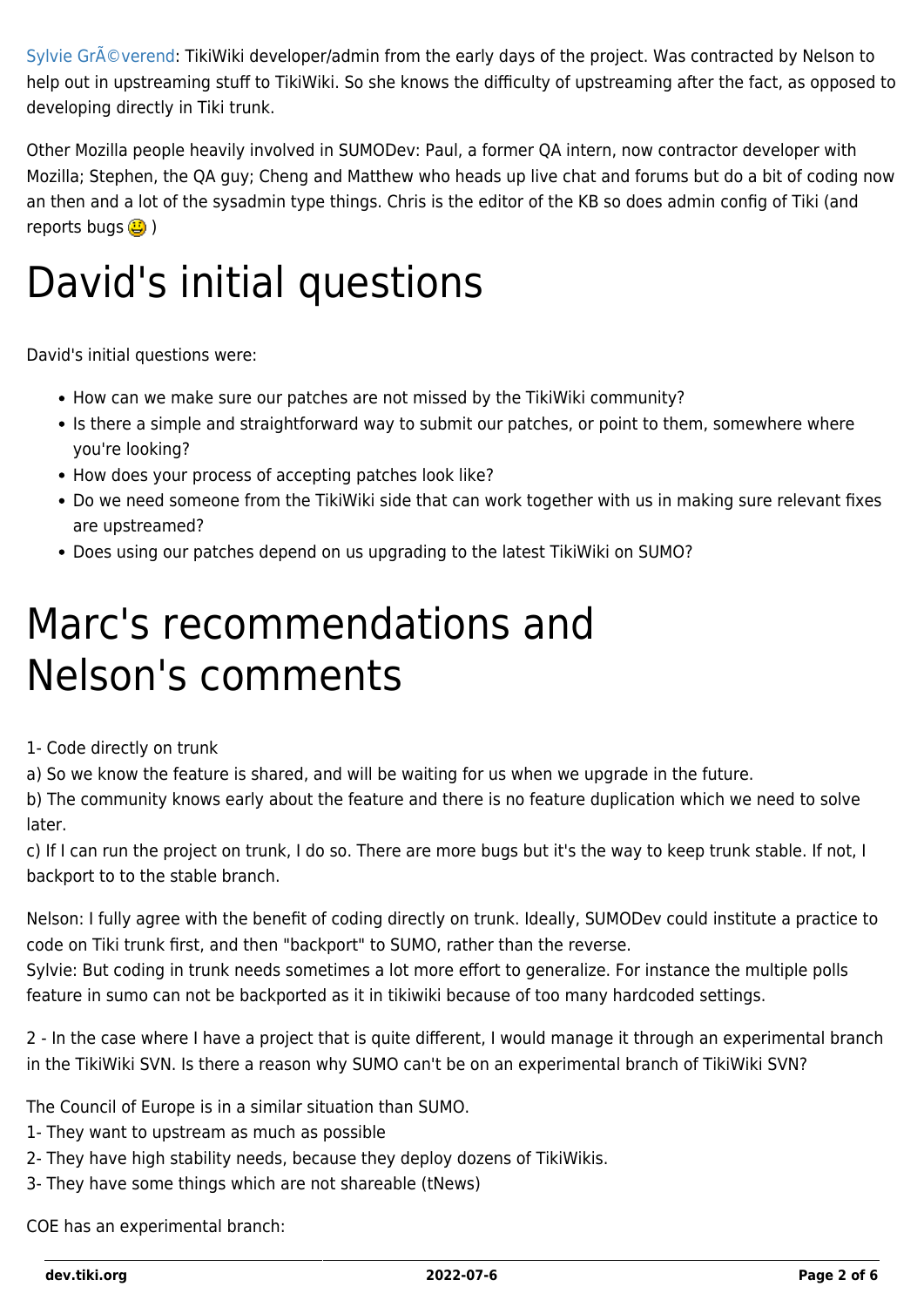Sylvie GrÃ©verend: TikiWiki developer/admin from the early days of the project. Was contracted by Nelson to help out in upstreaming stuff to TikiWiki. So she knows the difficulty of upstreaming after the fact, as opposed to developing directly in Tiki trunk.

Other Mozilla people heavily involved in SUMODev: Paul, a former QA intern, now contractor developer with Mozilla; Stephen, the QA guy; Cheng and Matthew who heads up live chat and forums but do a bit of coding now an then and a lot of the sysadmin type things. Chris is the editor of the KB so does admin config of Tiki (and reports bugs 😐 )

# David's initial questions

David's initial questions were:

- How can we make sure our patches are not missed by the TikiWiki community?
- Is there a simple and straightforward way to submit our patches, or point to them, somewhere where you're looking?
- How does your process of accepting patches look like?
- Do we need someone from the TikiWiki side that can work together with us in making sure relevant fixes are upstreamed?
- Does using our patches depend on us upgrading to the latest TikiWiki on SUMO?

# Marc's recommendations and Nelson's comments

1- Code directly on trunk
a) So we know the feature is shared, and will be waiting for us when we upgrade in the future.
b) The community knows early about the feature and there is no feature duplication which we need to solve later.
c) If I can run the project on trunk, I do so. There are more bugs but it's the way to keep trunk stable. If not, I backport to to the stable branch.

Nelson: I fully agree with the benefit of coding directly on trunk. Ideally, SUMODev could institute a practice to code on Tiki trunk first, and then "backport" to SUMO, rather than the reverse.
Sylvie: But coding in trunk needs sometimes a lot more effort to generalize. For instance the multiple polls feature in sumo can not be backported as it in tikiwiki because of too many hardcoded settings.

2 - In the case where I have a project that is quite different, I would manage it through an experimental branch in the TikiWiki SVN. Is there a reason why SUMO can't be on an experimental branch of TikiWiki SVN?

The Council of Europe is in a similar situation than SUMO.
1- They want to upstream as much as possible
2- They have high stability needs, because they deploy dozens of TikiWikis.
3- They have some things which are not shareable (tNews)

COE has an experimental branch: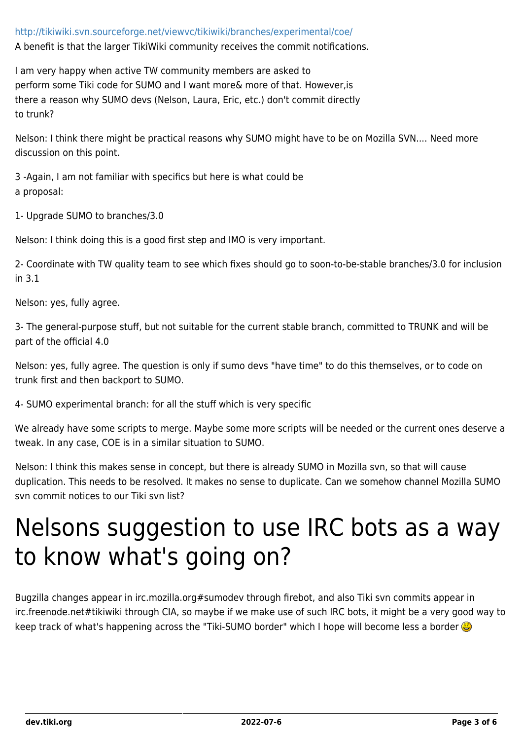http://tikiwiki.svn.sourceforge.net/viewvc/tikiwiki/branches/experimental/coe/

A benefit is that the larger TikiWiki community receives the commit notifications.

I am very happy when active TW community members are asked to perform some Tiki code for SUMO and I want more& more of that. However,is there a reason why SUMO devs (Nelson, Laura, Eric, etc.) don't commit directly to trunk?

Nelson: I think there might be practical reasons why SUMO might have to be on Mozilla SVN.... Need more discussion on this point.

3 -Again, I am not familiar with specifics but here is what could be a proposal:

1- Upgrade SUMO to branches/3.0

Nelson: I think doing this is a good first step and IMO is very important.

2- Coordinate with TW quality team to see which fixes should go to soon-to-be-stable branches/3.0 for inclusion in 3.1

Nelson: yes, fully agree.

3- The general-purpose stuff, but not suitable for the current stable branch, committed to TRUNK and will be part of the official 4.0

Nelson: yes, fully agree. The question is only if sumo devs "have time" to do this themselves, or to code on trunk first and then backport to SUMO.

4- SUMO experimental branch: for all the stuff which is very specific

We already have some scripts to merge. Maybe some more scripts will be needed or the current ones deserve a tweak. In any case, COE is in a similar situation to SUMO.

Nelson: I think this makes sense in concept, but there is already SUMO in Mozilla svn, so that will cause duplication. This needs to be resolved. It makes no sense to duplicate. Can we somehow channel Mozilla SUMO svn commit notices to our Tiki svn list?

# Nelsons suggestion to use IRC bots as a way to know what's going on?

Bugzilla changes appear in irc.mozilla.org#sumodev through firebot, and also Tiki svn commits appear in irc.freenode.net#tikiwiki through CIA, so maybe if we make use of such IRC bots, it might be a very good way to keep track of what's happening across the "Tiki-SUMO border" which I hope will become less a border 😃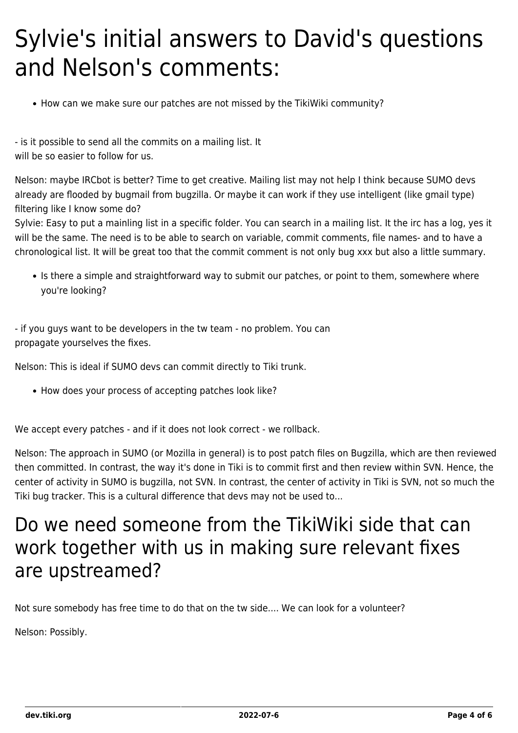# Sylvie's initial answers to David's questions and Nelson's comments:

- How can we make sure our patches are not missed by the TikiWiki community?

- is it possible to send all the commits on a mailing list. It
will be so easier to follow for us.

Nelson: maybe IRCbot is better? Time to get creative. Mailing list may not help I think because SUMO devs already are flooded by bugmail from bugzilla. Or maybe it can work if they use intelligent (like gmail type) filtering like I know some do?
Sylvie: Easy to put a mainling list in a specific folder. You can search in a mailing list. It the irc has a log, yes it will be the same. The need is to be able to search on variable, commit comments, file names- and to have a chronological list. It will be great too that the commit comment is not only bug xxx but also a little summary.

- Is there a simple and straightforward way to submit our patches, or point to them, somewhere where you're looking?

- if you guys want to be developers in the tw team - no problem. You can
propagate yourselves the fixes.

Nelson: This is ideal if SUMO devs can commit directly to Tiki trunk.

- How does your process of accepting patches look like?

We accept every patches - and if it does not look correct - we rollback.

Nelson: The approach in SUMO (or Mozilla in general) is to post patch files on Bugzilla, which are then reviewed then committed. In contrast, the way it's done in Tiki is to commit first and then review within SVN. Hence, the center of activity in SUMO is bugzilla, not SVN. In contrast, the center of activity in Tiki is SVN, not so much the Tiki bug tracker. This is a cultural difference that devs may not be used to...

## Do we need someone from the TikiWiki side that can work together with us in making sure relevant fixes are upstreamed?

Not sure somebody has free time to do that on the tw side.... We can look for a volunteer?

Nelson: Possibly.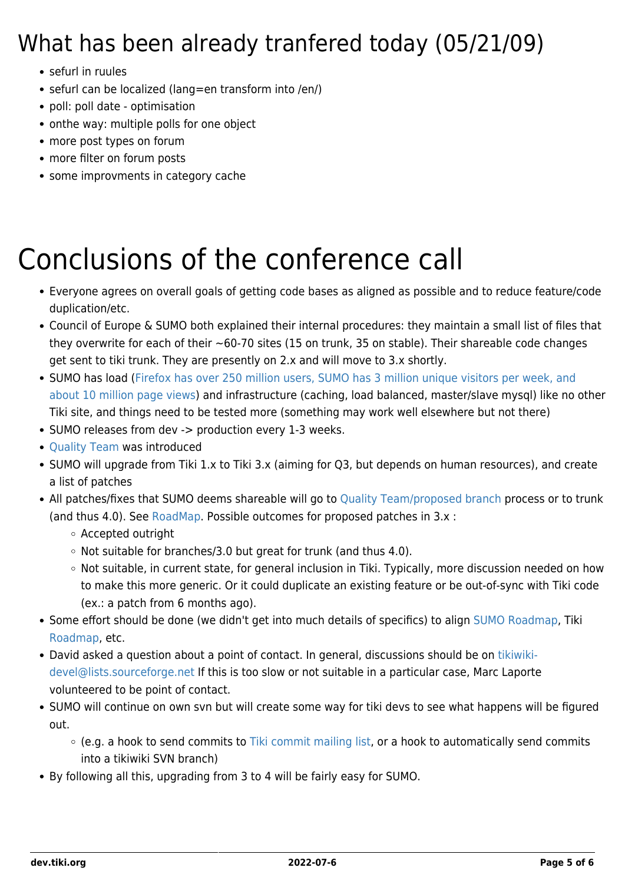# What has been already tranfered today (05/21/09)

- sefurl in ruules
- sefurl can be localized (lang=en transform into /en/)
- poll: poll date - optimisation
- onthe way: multiple polls for one object
- more post types on forum
- more filter on forum posts
- some improvments in category cache

# Conclusions of the conference call

- Everyone agrees on overall goals of getting code bases as aligned as possible and to reduce feature/code duplication/etc.
- Council of Europe & SUMO both explained their internal procedures: they maintain a small list of files that they overwrite for each of their ~60-70 sites (15 on trunk, 35 on stable). Their shareable code changes get sent to tiki trunk. They are presently on 2.x and will move to 3.x shortly.
- SUMO has load (Firefox has over 250 million users, SUMO has 3 million unique visitors per week, and about 10 million page views) and infrastructure (caching, load balanced, master/slave mysql) like no other Tiki site, and things need to be tested more (something may work well elsewhere but not there)
- SUMO releases from dev -> production every 1-3 weeks.
- Quality Team was introduced
- SUMO will upgrade from Tiki 1.x to Tiki 3.x (aiming for Q3, but depends on human resources), and create a list of patches
- All patches/fixes that SUMO deems shareable will go to Quality Team/proposed branch process or to trunk (and thus 4.0). See RoadMap. Possible outcomes for proposed patches in 3.x :
  - Accepted outright
  - Not suitable for branches/3.0 but great for trunk (and thus 4.0).
  - Not suitable, in current state, for general inclusion in Tiki. Typically, more discussion needed on how to make this more generic. Or it could duplicate an existing feature or be out-of-sync with Tiki code (ex.: a patch from 6 months ago).
- Some effort should be done (we didn't get into much details of specifics) to align SUMO Roadmap, Tiki Roadmap, etc.
- David asked a question about a point of contact. In general, discussions should be on tikiwiki-devel@lists.sourceforge.net If this is too slow or not suitable in a particular case, Marc Laporte volunteered to be point of contact.
- SUMO will continue on own svn but will create some way for tiki devs to see what happens will be figured out.
  - (e.g. a hook to send commits to Tiki commit mailing list, or a hook to automatically send commits into a tikiwiki SVN branch)
- By following all this, upgrading from 3 to 4 will be fairly easy for SUMO.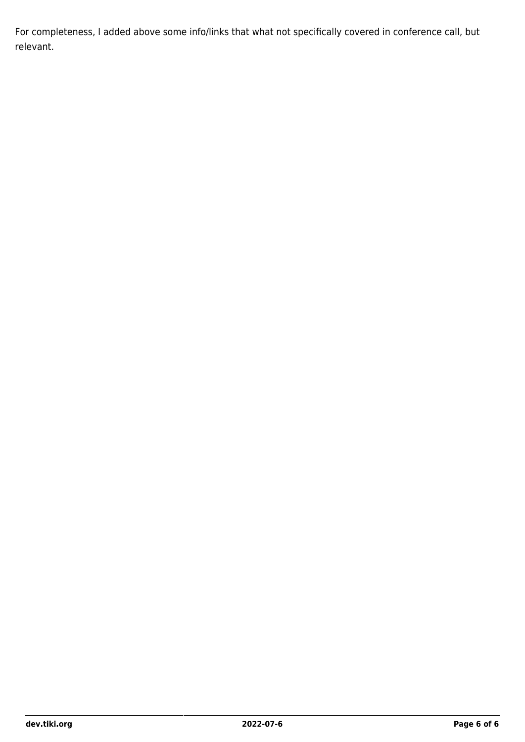For completeness, I added above some info/links that what not specifically covered in conference call, but relevant.